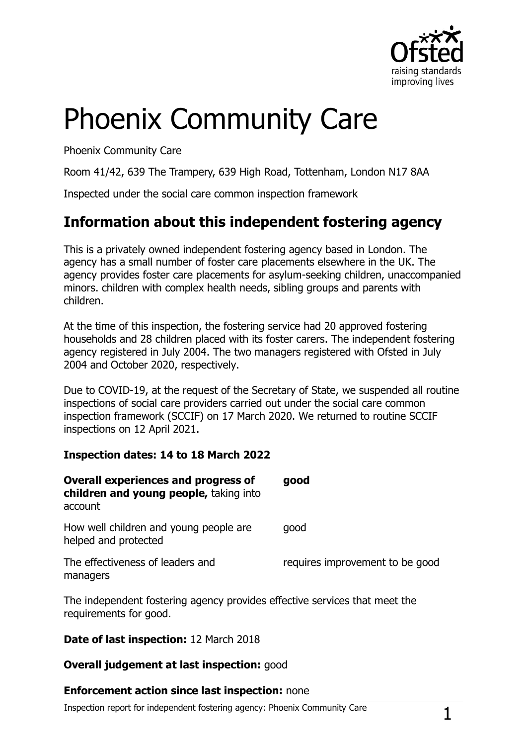# Phoenix Community Care

Phoenix Community Care

Room 41/42, 639 The Trampery, 639 High Road, Tottenham, London N17 8AA

Inspected under the social care common inspection framework

## Information about this independent fostering agency

This is a privately owned independent fostering agency based in London. The agency has a small number of foster care placements elsewhere in the UK. The agency provides foster care placements for asylum-seeking children, unaccompanied minors. children with complex health needs, sibling groups and parents with children.

At the time of this inspection, the fostering service had 20 approved fostering households and 28 children placed with its foster carers. The independent fostering agency registered in July 2004. The two managers registered with Ofsted in July 2004 and October 2020, respectively.

Due to COVID-19, at the request of the Secretary of State, we suspended all routine inspections of social care providers carried out under the social care common inspection framework (SCCIF) on 17 March 2020. We returned to routine SCCIF inspections on 12 April 2021.

**Inspection dates: 14 to 18 March 2022**

| | |
|---|---|
| **Overall experiences and progress of children and young people,** taking into account | **good** |
| How well children and young people are helped and protected | good |
| The effectiveness of leaders and managers | requires improvement to be good |

The independent fostering agency provides effective services that meet the requirements for good.

**Date of last inspection:** 12 March 2018

**Overall judgement at last inspection:** good

**Enforcement action since last inspection:** none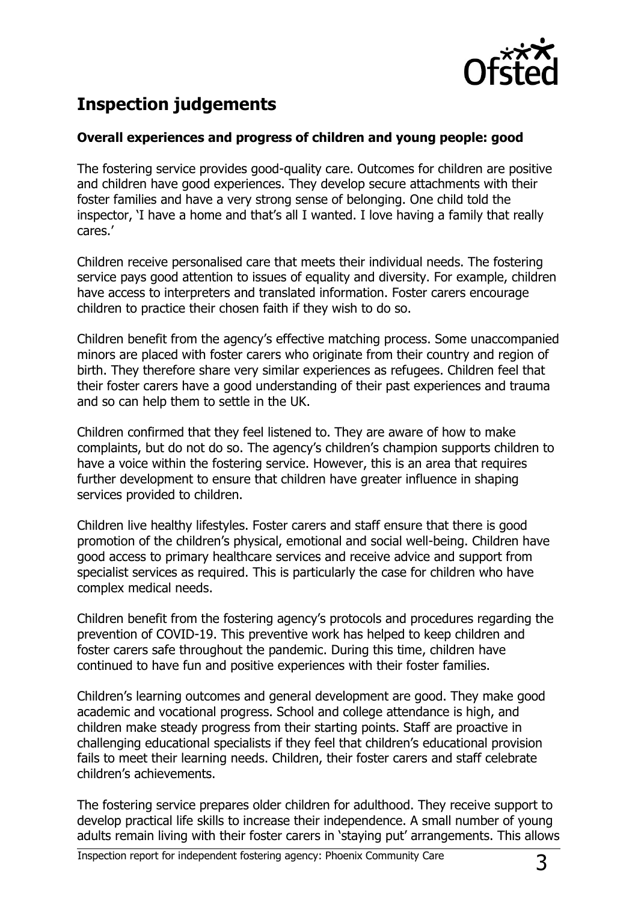## Inspection judgements

**Overall experiences and progress of children and young people: good**

The fostering service provides good-quality care. Outcomes for children are positive and children have good experiences. They develop secure attachments with their foster families and have a very strong sense of belonging. One child told the inspector, 'I have a home and that's all I wanted. I love having a family that really cares.'

Children receive personalised care that meets their individual needs. The fostering service pays good attention to issues of equality and diversity. For example, children have access to interpreters and translated information. Foster carers encourage children to practice their chosen faith if they wish to do so.

Children benefit from the agency's effective matching process. Some unaccompanied minors are placed with foster carers who originate from their country and region of birth. They therefore share very similar experiences as refugees. Children feel that their foster carers have a good understanding of their past experiences and trauma and so can help them to settle in the UK.

Children confirmed that they feel listened to. They are aware of how to make complaints, but do not do so. The agency's children's champion supports children to have a voice within the fostering service. However, this is an area that requires further development to ensure that children have greater influence in shaping services provided to children.

Children live healthy lifestyles. Foster carers and staff ensure that there is good promotion of the children's physical, emotional and social well-being. Children have good access to primary healthcare services and receive advice and support from specialist services as required. This is particularly the case for children who have complex medical needs.

Children benefit from the fostering agency's protocols and procedures regarding the prevention of COVID-19. This preventive work has helped to keep children and foster carers safe throughout the pandemic. During this time, children have continued to have fun and positive experiences with their foster families.

Children's learning outcomes and general development are good. They make good academic and vocational progress. School and college attendance is high, and children make steady progress from their starting points. Staff are proactive in challenging educational specialists if they feel that children's educational provision fails to meet their learning needs. Children, their foster carers and staff celebrate children's achievements.

The fostering service prepares older children for adulthood. They receive support to develop practical life skills to increase their independence. A small number of young adults remain living with their foster carers in 'staying put' arrangements. This allows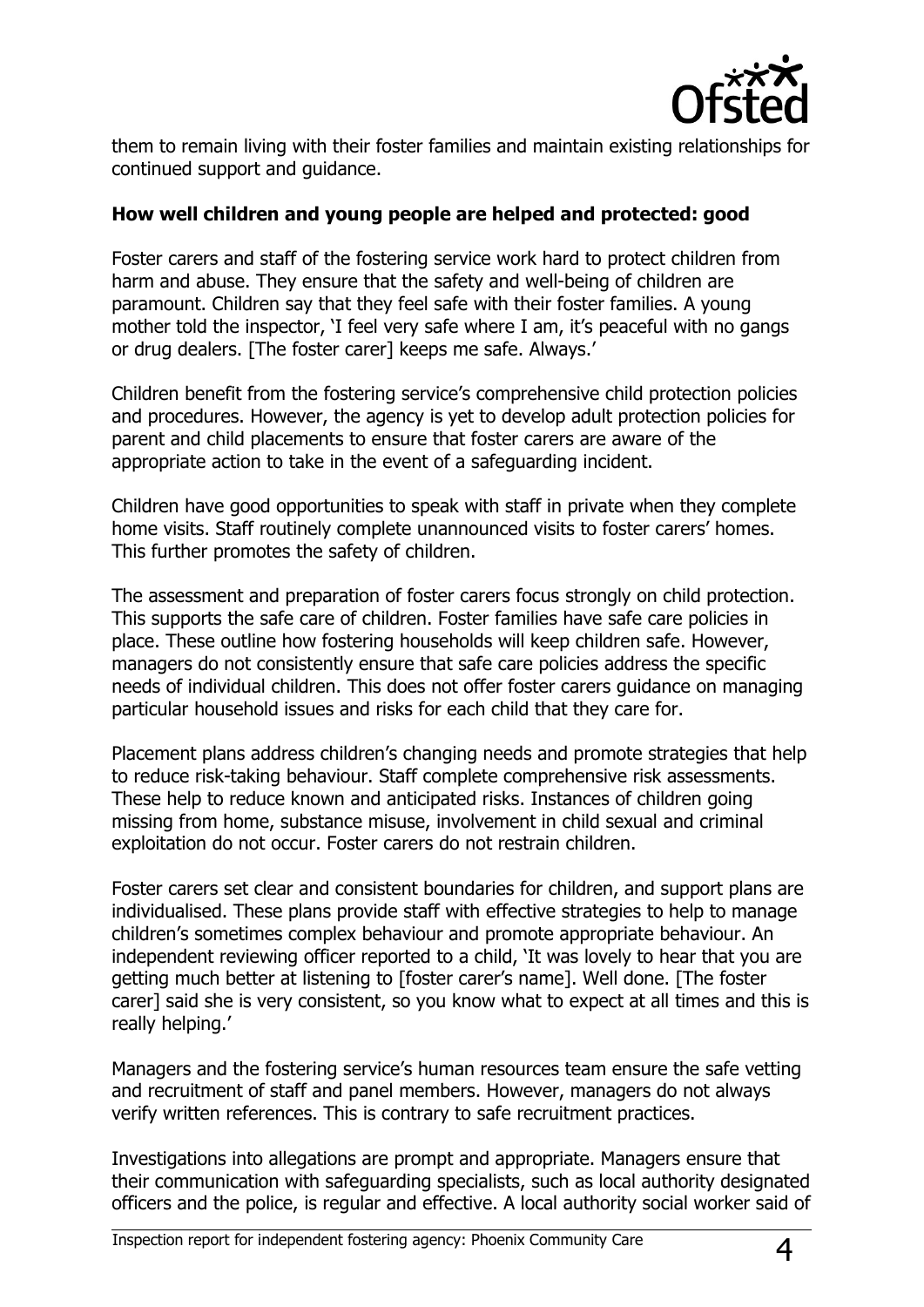them to remain living with their foster families and maintain existing relationships for continued support and guidance.

**How well children and young people are helped and protected: good**

Foster carers and staff of the fostering service work hard to protect children from harm and abuse. They ensure that the safety and well-being of children are paramount. Children say that they feel safe with their foster families. A young mother told the inspector, 'I feel very safe where I am, it's peaceful with no gangs or drug dealers. [The foster carer] keeps me safe. Always.'

Children benefit from the fostering service's comprehensive child protection policies and procedures. However, the agency is yet to develop adult protection policies for parent and child placements to ensure that foster carers are aware of the appropriate action to take in the event of a safeguarding incident.

Children have good opportunities to speak with staff in private when they complete home visits. Staff routinely complete unannounced visits to foster carers' homes. This further promotes the safety of children.

The assessment and preparation of foster carers focus strongly on child protection. This supports the safe care of children. Foster families have safe care policies in place. These outline how fostering households will keep children safe. However, managers do not consistently ensure that safe care policies address the specific needs of individual children. This does not offer foster carers guidance on managing particular household issues and risks for each child that they care for.

Placement plans address children's changing needs and promote strategies that help to reduce risk-taking behaviour. Staff complete comprehensive risk assessments. These help to reduce known and anticipated risks. Instances of children going missing from home, substance misuse, involvement in child sexual and criminal exploitation do not occur. Foster carers do not restrain children.

Foster carers set clear and consistent boundaries for children, and support plans are individualised. These plans provide staff with effective strategies to help to manage children's sometimes complex behaviour and promote appropriate behaviour. An independent reviewing officer reported to a child, 'It was lovely to hear that you are getting much better at listening to [foster carer's name]. Well done. [The foster carer] said she is very consistent, so you know what to expect at all times and this is really helping.'

Managers and the fostering service's human resources team ensure the safe vetting and recruitment of staff and panel members. However, managers do not always verify written references. This is contrary to safe recruitment practices.

Investigations into allegations are prompt and appropriate. Managers ensure that their communication with safeguarding specialists, such as local authority designated officers and the police, is regular and effective. A local authority social worker said of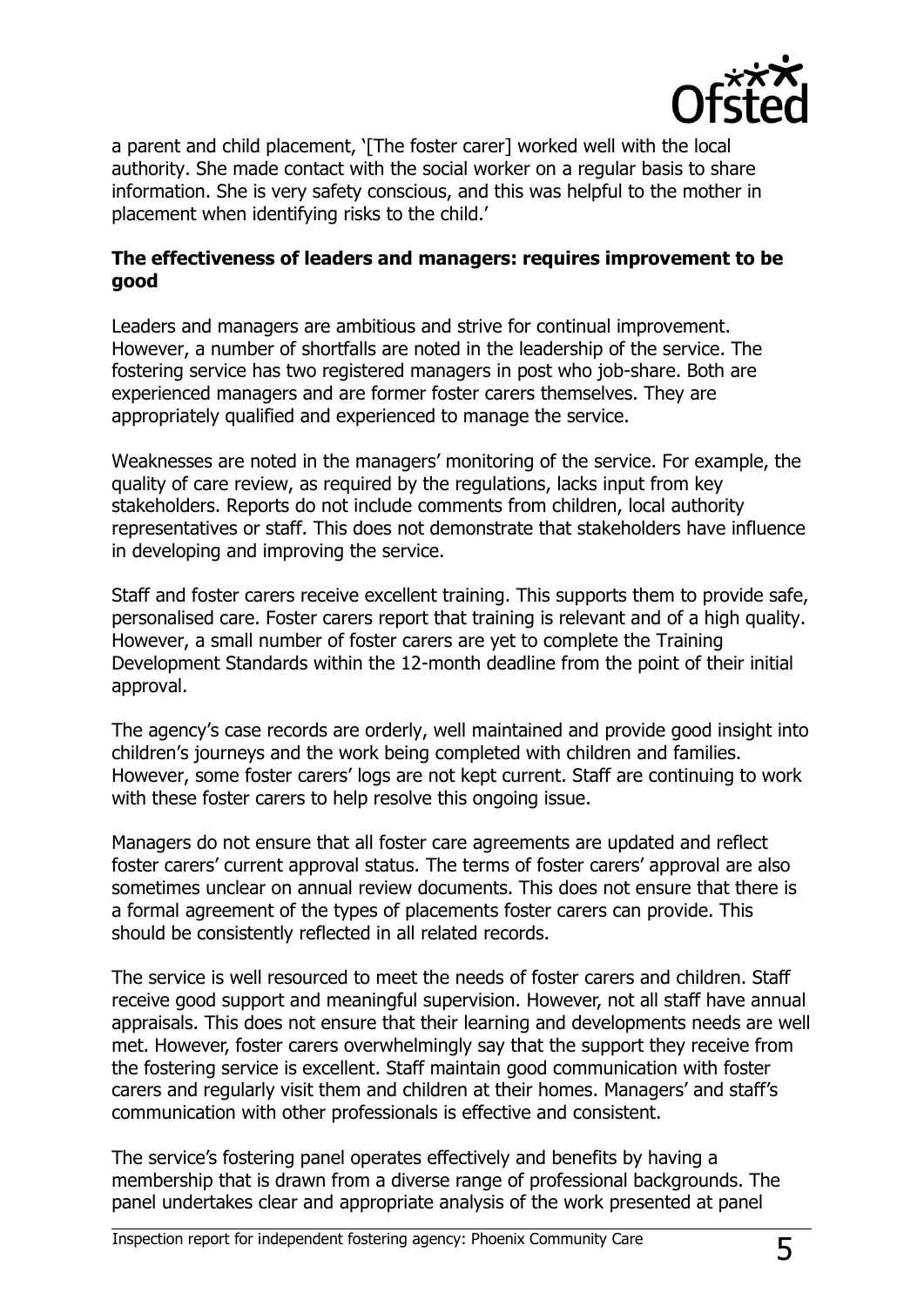a parent and child placement, '[The foster carer] worked well with the local authority. She made contact with the social worker on a regular basis to share information. She is very safety conscious, and this was helpful to the mother in placement when identifying risks to the child.'

**The effectiveness of leaders and managers: requires improvement to be good**

Leaders and managers are ambitious and strive for continual improvement. However, a number of shortfalls are noted in the leadership of the service. The fostering service has two registered managers in post who job-share. Both are experienced managers and are former foster carers themselves. They are appropriately qualified and experienced to manage the service.

Weaknesses are noted in the managers' monitoring of the service. For example, the quality of care review, as required by the regulations, lacks input from key stakeholders. Reports do not include comments from children, local authority representatives or staff. This does not demonstrate that stakeholders have influence in developing and improving the service.

Staff and foster carers receive excellent training. This supports them to provide safe, personalised care. Foster carers report that training is relevant and of a high quality. However, a small number of foster carers are yet to complete the Training Development Standards within the 12-month deadline from the point of their initial approval.

The agency's case records are orderly, well maintained and provide good insight into children's journeys and the work being completed with children and families. However, some foster carers' logs are not kept current. Staff are continuing to work with these foster carers to help resolve this ongoing issue.

Managers do not ensure that all foster care agreements are updated and reflect foster carers' current approval status. The terms of foster carers' approval are also sometimes unclear on annual review documents. This does not ensure that there is a formal agreement of the types of placements foster carers can provide. This should be consistently reflected in all related records.

The service is well resourced to meet the needs of foster carers and children. Staff receive good support and meaningful supervision. However, not all staff have annual appraisals. This does not ensure that their learning and developments needs are well met. However, foster carers overwhelmingly say that the support they receive from the fostering service is excellent. Staff maintain good communication with foster carers and regularly visit them and children at their homes. Managers' and staff's communication with other professionals is effective and consistent.

The service's fostering panel operates effectively and benefits by having a membership that is drawn from a diverse range of professional backgrounds. The panel undertakes clear and appropriate analysis of the work presented at panel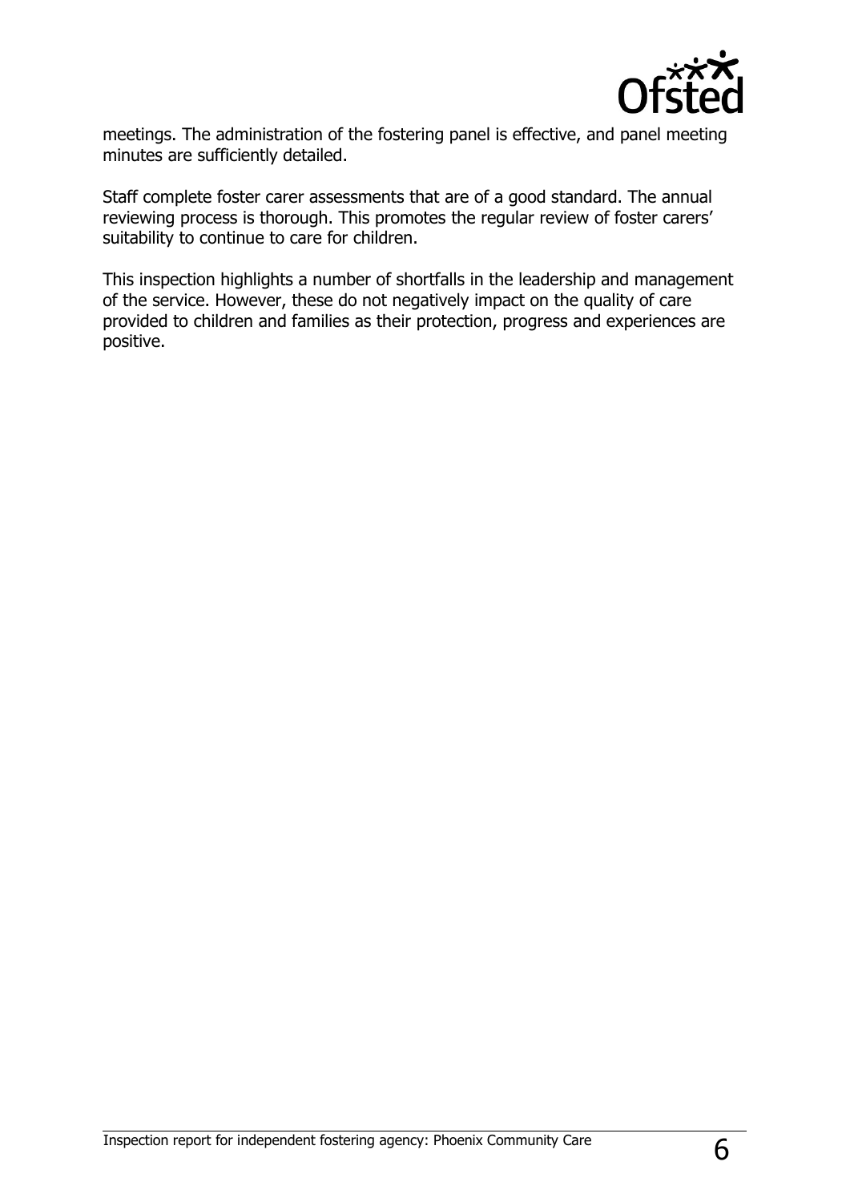meetings. The administration of the fostering panel is effective, and panel meeting minutes are sufficiently detailed.

Staff complete foster carer assessments that are of a good standard. The annual reviewing process is thorough. This promotes the regular review of foster carers' suitability to continue to care for children.

This inspection highlights a number of shortfalls in the leadership and management of the service. However, these do not negatively impact on the quality of care provided to children and families as their protection, progress and experiences are positive.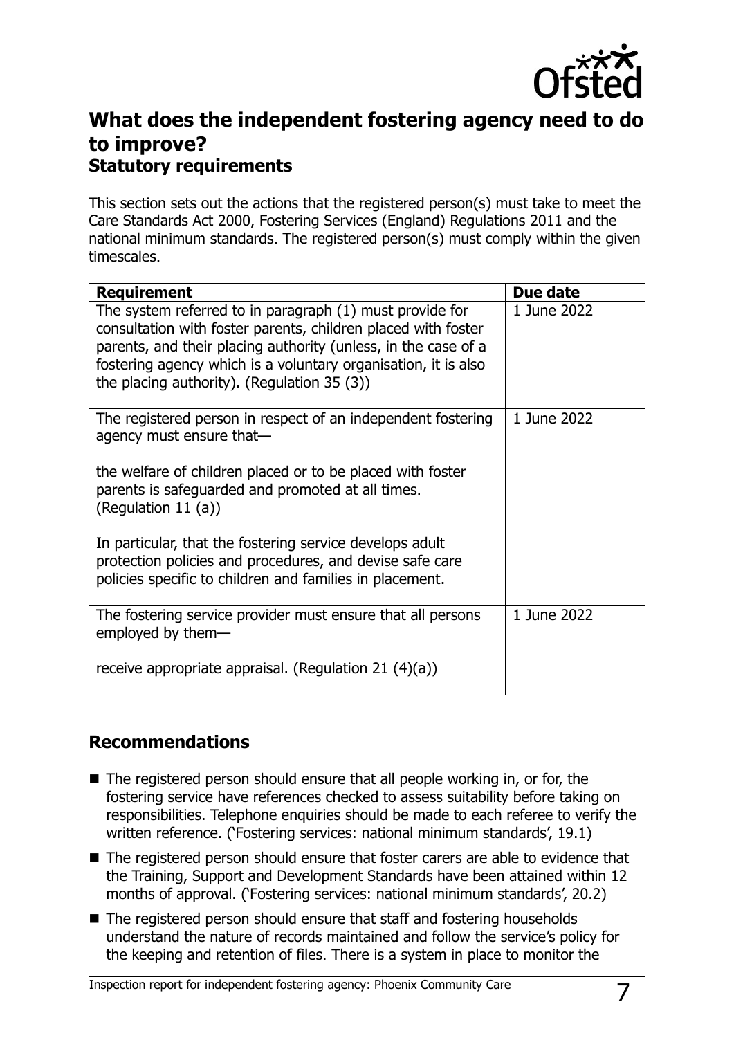## What does the independent fostering agency need to do to improve?

### Statutory requirements

This section sets out the actions that the registered person(s) must take to meet the Care Standards Act 2000, Fostering Services (England) Regulations 2011 and the national minimum standards. The registered person(s) must comply within the given timescales.

| Requirement | Due date |
| --- | --- |
| The system referred to in paragraph (1) must provide for consultation with foster parents, children placed with foster parents, and their placing authority (unless, in the case of a fostering agency which is a voluntary organisation, it is also the placing authority). (Regulation 35 (3)) | 1 June 2022 |
| The registered person in respect of an independent fostering agency must ensure that—<br><br>the welfare of children placed or to be placed with foster parents is safeguarded and promoted at all times. (Regulation 11 (a))<br><br>In particular, that the fostering service develops adult protection policies and procedures, and devise safe care policies specific to children and families in placement. | 1 June 2022 |
| The fostering service provider must ensure that all persons employed by them—<br><br>receive appropriate appraisal. (Regulation 21 (4)(a)) | 1 June 2022 |

### Recommendations

- The registered person should ensure that all people working in, or for, the fostering service have references checked to assess suitability before taking on responsibilities. Telephone enquiries should be made to each referee to verify the written reference. ('Fostering services: national minimum standards', 19.1)
- The registered person should ensure that foster carers are able to evidence that the Training, Support and Development Standards have been attained within 12 months of approval. ('Fostering services: national minimum standards', 20.2)
- The registered person should ensure that staff and fostering households understand the nature of records maintained and follow the service's policy for the keeping and retention of files. There is a system in place to monitor the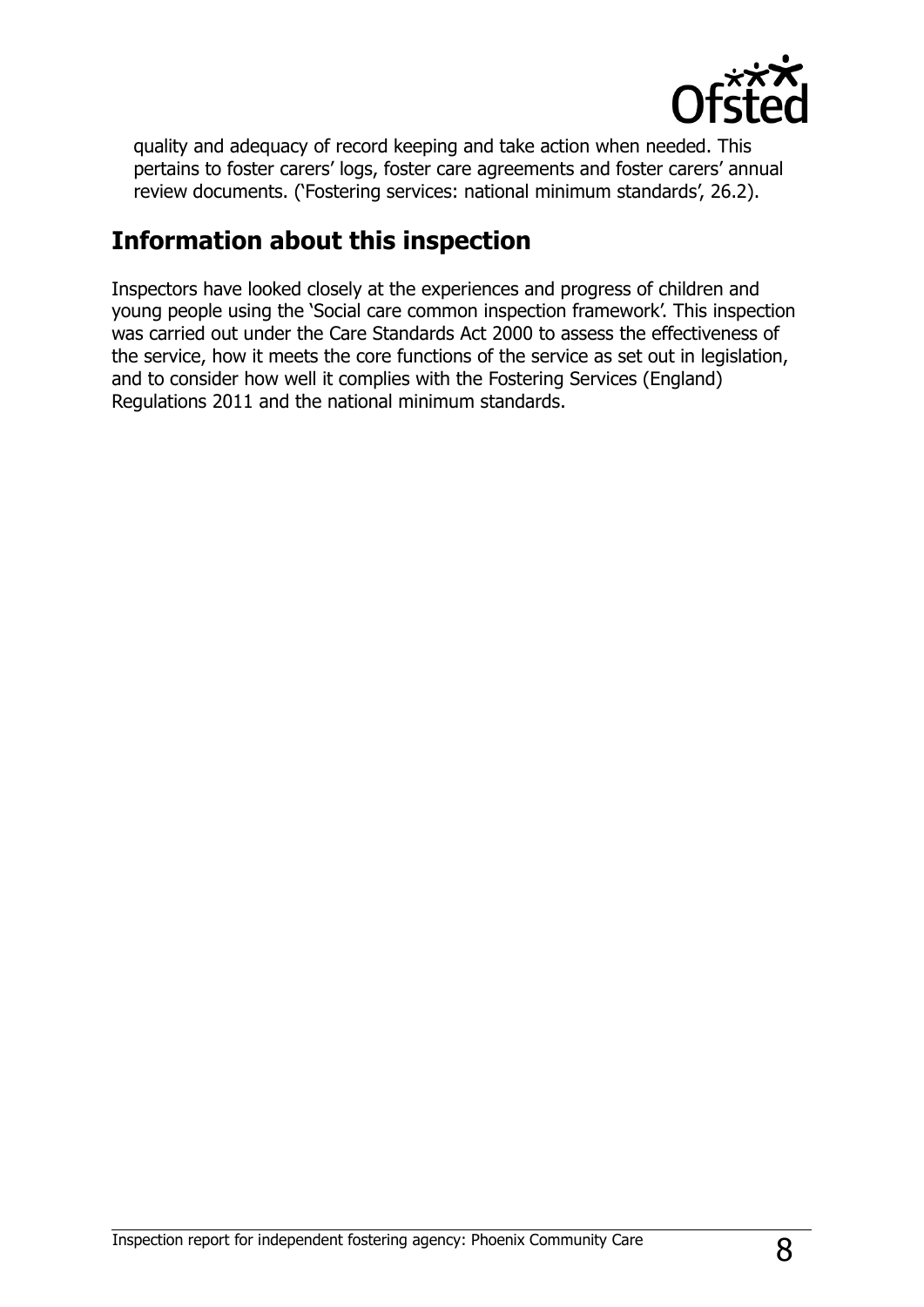quality and adequacy of record keeping and take action when needed. This pertains to foster carers' logs, foster care agreements and foster carers' annual review documents. ('Fostering services: national minimum standards', 26.2).

## Information about this inspection

Inspectors have looked closely at the experiences and progress of children and young people using the 'Social care common inspection framework'. This inspection was carried out under the Care Standards Act 2000 to assess the effectiveness of the service, how it meets the core functions of the service as set out in legislation, and to consider how well it complies with the Fostering Services (England) Regulations 2011 and the national minimum standards.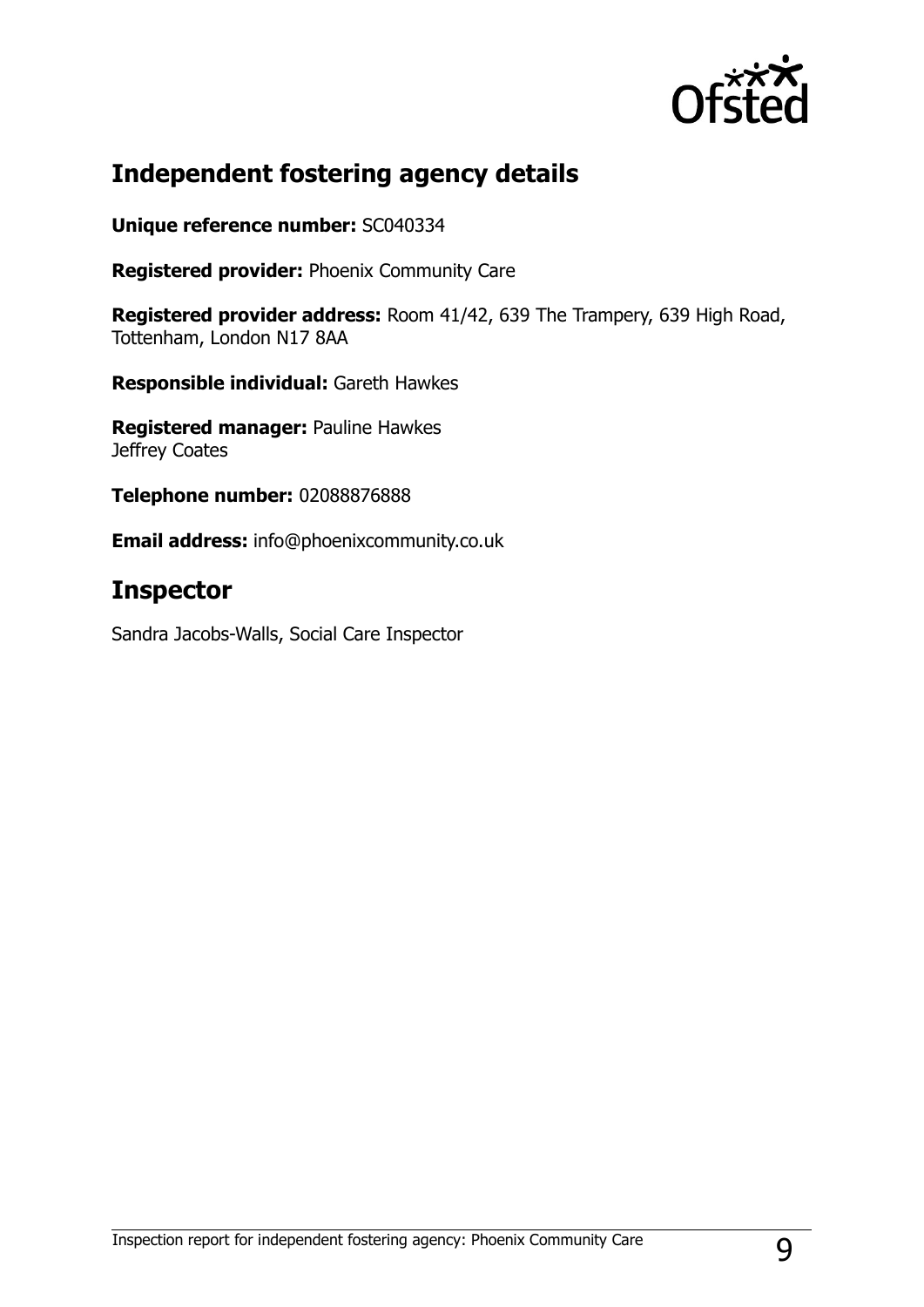## Independent fostering agency details

**Unique reference number:** SC040334

**Registered provider:** Phoenix Community Care

**Registered provider address:** Room 41/42, 639 The Trampery, 639 High Road, Tottenham, London N17 8AA

**Responsible individual:** Gareth Hawkes

**Registered manager:** Pauline Hawkes
Jeffrey Coates

**Telephone number:** 02088876888

**Email address:** info@phoenixcommunity.co.uk

## Inspector

Sandra Jacobs-Walls, Social Care Inspector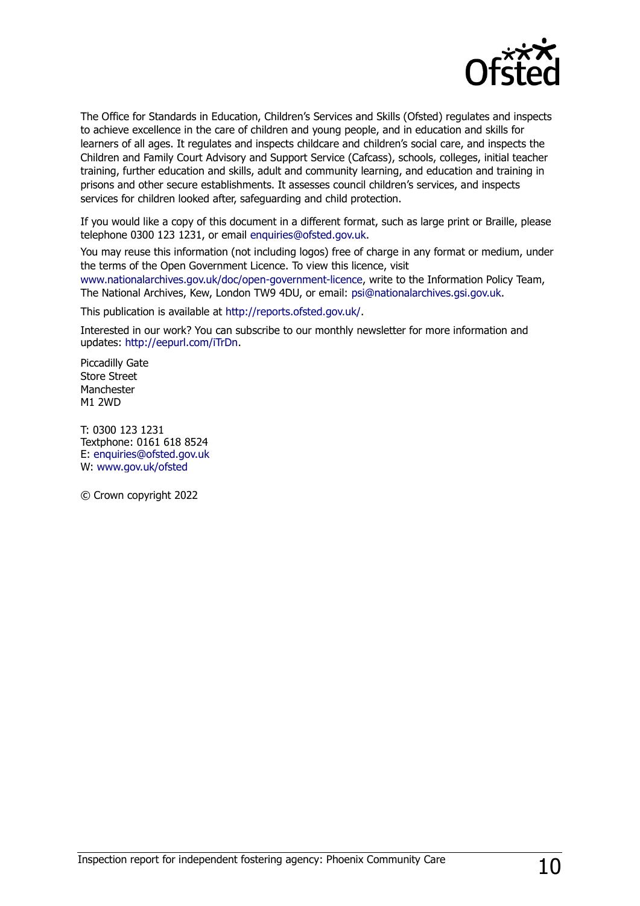The Office for Standards in Education, Children's Services and Skills (Ofsted) regulates and inspects to achieve excellence in the care of children and young people, and in education and skills for learners of all ages. It regulates and inspects childcare and children's social care, and inspects the Children and Family Court Advisory and Support Service (Cafcass), schools, colleges, initial teacher training, further education and skills, adult and community learning, and education and training in prisons and other secure establishments. It assesses council children's services, and inspects services for children looked after, safeguarding and child protection.

If you would like a copy of this document in a different format, such as large print or Braille, please telephone 0300 123 1231, or email enquiries@ofsted.gov.uk.

You may reuse this information (not including logos) free of charge in any format or medium, under the terms of the Open Government Licence. To view this licence, visit www.nationalarchives.gov.uk/doc/open-government-licence, write to the Information Policy Team, The National Archives, Kew, London TW9 4DU, or email: psi@nationalarchives.gsi.gov.uk.

This publication is available at http://reports.ofsted.gov.uk/.

Interested in our work? You can subscribe to our monthly newsletter for more information and updates: http://eepurl.com/iTrDn.

Piccadilly Gate
Store Street
Manchester
M1 2WD

T: 0300 123 1231
Textphone: 0161 618 8524
E: enquiries@ofsted.gov.uk
W: www.gov.uk/ofsted

© Crown copyright 2022